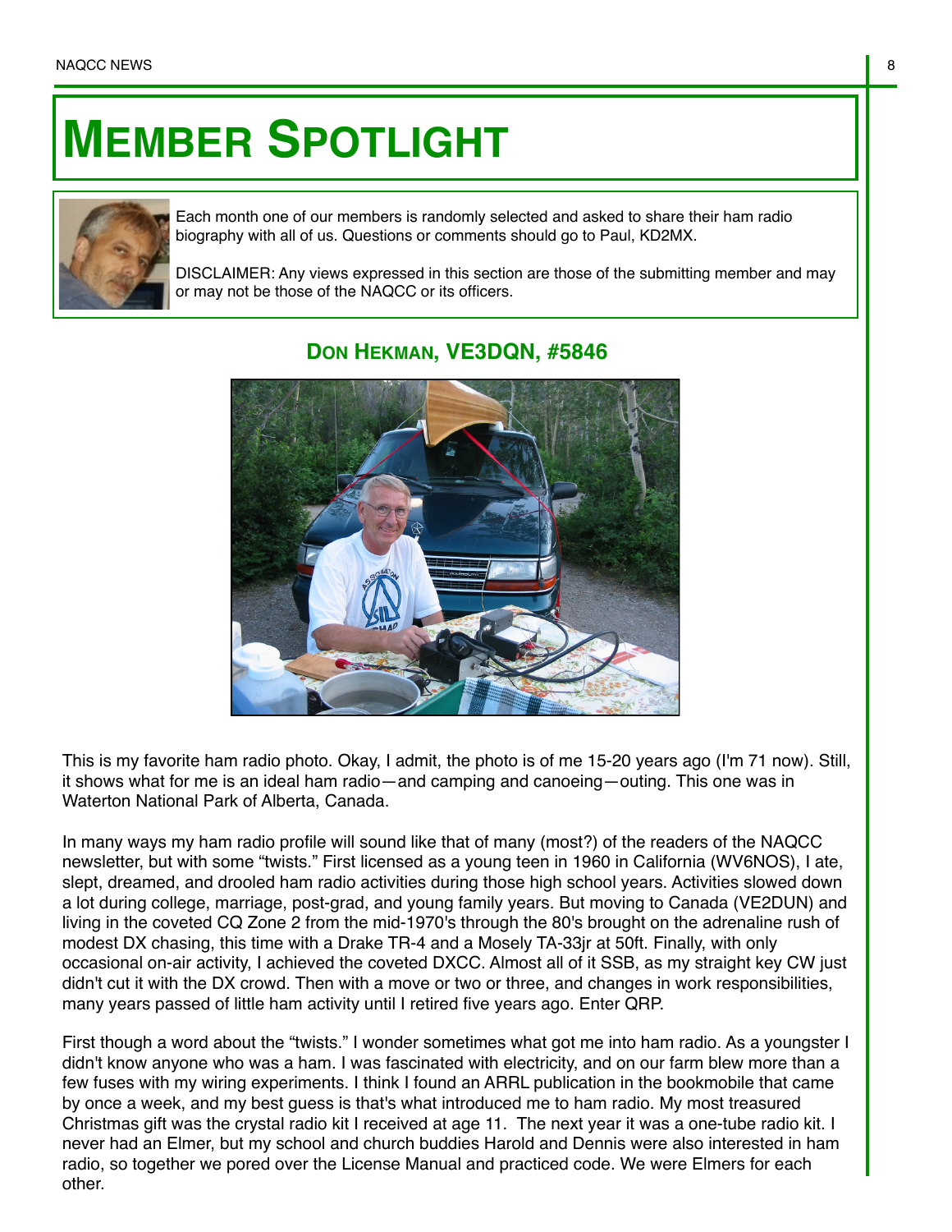# MEMBER SPOTLIGHT

Each month one of our members is randomly selected and asked to share their ham radio biography with all of us. Questions or comments should go to Paul, KD2MX.

DISCLAIMER: Any views expressed in this section are those of the submitting member and may or may not be those of the NAQCC or its officers.

## DON HEKMAN, VE3DQN, #5846

This is my favorite ham radio photo. Okay, I admit, the photo is of me 15-20 years ago (I'm 71 now). Still, it shows what for me is an ideal ham radio—and camping and canoeing—outing. This one was in Waterton National Park of Alberta, Canada.

In many ways my ham radio profile will sound like that of many (most?) of the readers of the NAQCC newsletter, but with some "twists." First licensed as a young teen in 1960 in California (WV6NOS), I ate, slept, dreamed, and drooled ham radio activities during those high school years. Activities slowed down a lot during college, marriage, post-grad, and young family years. But moving to Canada (VE2DUN) and living in the coveted CQ Zone 2 from the mid-1970's through the 80's brought on the adrenaline rush of modest DX chasing, this time with a Drake TR-4 and a Mosely TA-33jr at 50ft. Finally, with only occasional on-air activity, I achieved the coveted DXCC. Almost all of it SSB, as my straight key CW just didn't cut it with the DX crowd. Then with a move or two or three, and changes in work responsibilities, many years passed of little ham activity until I retired five years ago. Enter QRP.

First though a word about the "twists." I wonder sometimes what got me into ham radio. As a youngster I didn't know anyone who was a ham. I was fascinated with electricity, and on our farm blew more than a few fuses with my wiring experiments. I think I found an ARRL publication in the bookmobile that came by once a week, and my best guess is that's what introduced me to ham radio. My most treasured Christmas gift was the crystal radio kit I received at age 11. The next year it was a one-tube radio kit. I never had an Elmer, but my school and church buddies Harold and Dennis were also interested in ham radio, so together we pored over the License Manual and practiced code. We were Elmers for each other.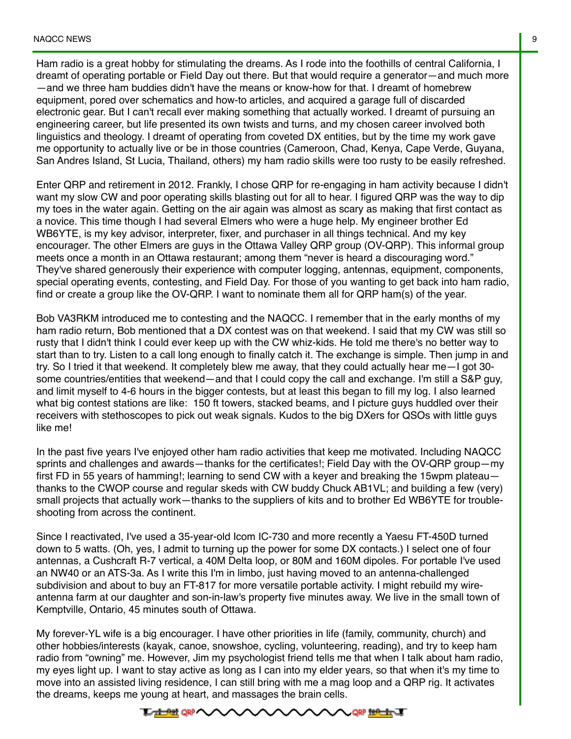Ham radio is a great hobby for stimulating the dreams. As I rode into the foothills of central California, I dreamt of operating portable or Field Day out there. But that would require a generator—and much more—and we three ham buddies didn't have the means or know-how for that. I dreamt of homebrew equipment, pored over schematics and how-to articles, and acquired a garage full of discarded electronic gear. But I can't recall ever making something that actually worked. I dreamt of pursuing an engineering career, but life presented its own twists and turns, and my chosen career involved both linguistics and theology. I dreamt of operating from coveted DX entities, but by the time my work gave me opportunity to actually live or be in those countries (Cameroon, Chad, Kenya, Cape Verde, Guyana, San Andres Island, St Lucia, Thailand, others) my ham radio skills were too rusty to be easily refreshed.

Enter QRP and retirement in 2012. Frankly, I chose QRP for re-engaging in ham activity because I didn't want my slow CW and poor operating skills blasting out for all to hear. I figured QRP was the way to dip my toes in the water again. Getting on the air again was almost as scary as making that first contact as a novice. This time though I had several Elmers who were a huge help. My engineer brother Ed WB6YTE, is my key advisor, interpreter, fixer, and purchaser in all things technical. And my key encourager. The other Elmers are guys in the Ottawa Valley QRP group (OV-QRP). This informal group meets once a month in an Ottawa restaurant; among them "never is heard a discouraging word." They've shared generously their experience with computer logging, antennas, equipment, components, special operating events, contesting, and Field Day. For those of you wanting to get back into ham radio, find or create a group like the OV-QRP. I want to nominate them all for QRP ham(s) of the year.

Bob VA3RKM introduced me to contesting and the NAQCC. I remember that in the early months of my ham radio return, Bob mentioned that a DX contest was on that weekend. I said that my CW was still so rusty that I didn't think I could ever keep up with the CW whiz-kids. He told me there's no better way to start than to try. Listen to a call long enough to finally catch it. The exchange is simple. Then jump in and try. So I tried it that weekend. It completely blew me away, that they could actually hear me—I got 30-some countries/entities that weekend—and that I could copy the call and exchange. I'm still a S&P guy, and limit myself to 4-6 hours in the bigger contests, but at least this began to fill my log. I also learned what big contest stations are like: 150 ft towers, stacked beams, and I picture guys huddled over their receivers with stethoscopes to pick out weak signals. Kudos to the big DXers for QSOs with little guys like me!

In the past five years I've enjoyed other ham radio activities that keep me motivated. Including NAQCC sprints and challenges and awards—thanks for the certificates!; Field Day with the OV-QRP group—my first FD in 55 years of hamming!; learning to send CW with a keyer and breaking the 15wpm plateau—thanks to the CWOP course and regular skeds with CW buddy Chuck AB1VL; and building a few (very) small projects that actually work—thanks to the suppliers of kits and to brother Ed WB6YTE for trouble-shooting from across the continent.

Since I reactivated, I've used a 35-year-old Icom IC-730 and more recently a Yaesu FT-450D turned down to 5 watts. (Oh, yes, I admit to turning up the power for some DX contacts.) I select one of four antennas, a Cushcraft R-7 vertical, a 40M Delta loop, or 80M and 160M dipoles. For portable I've used an NW40 or an ATS-3a. As I write this I'm in limbo, just having moved to an antenna-challenged subdivision and about to buy an FT-817 for more versatile portable activity. I might rebuild my wire-antenna farm at our daughter and son-in-law's property five minutes away. We live in the small town of Kemptville, Ontario, 45 minutes south of Ottawa.

My forever-YL wife is a big encourager. I have other priorities in life (family, community, church) and other hobbies/interests (kayak, canoe, snowshoe, cycling, volunteering, reading), and try to keep ham radio from "owning" me. However, Jim my psychologist friend tells me that when I talk about ham radio, my eyes light up. I want to stay active as long as I can into my elder years, so that when it's my time to move into an assisted living residence, I can still bring with me a mag loop and a QRP rig. It activates the dreams, keeps me young at heart, and massages the brain cells.